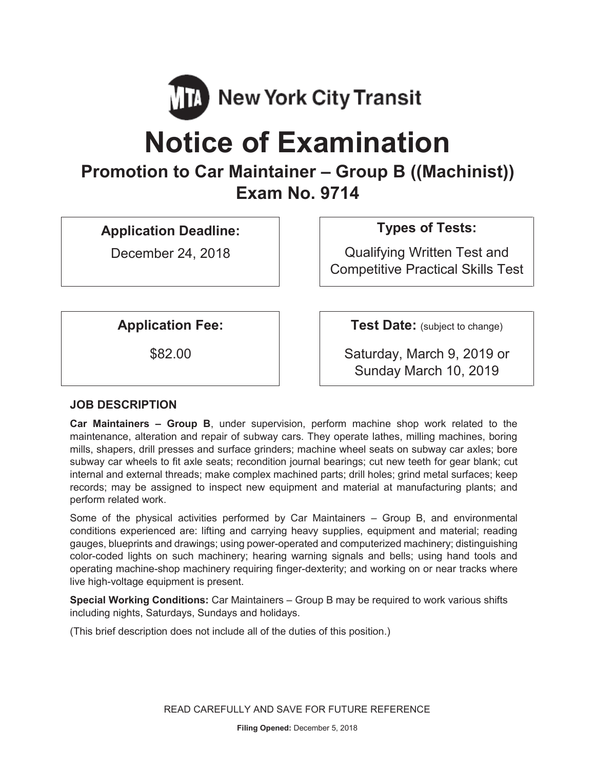MTA New York City Transit

# Notice of Examination

## Promotion to Car Maintainer – Group B ((Machinist))
## Exam No. 9714

**Application Deadline:**

December 24, 2018

**Types of Tests:**

Qualifying Written Test and Competitive Practical Skills Test

**Application Fee:**

$82.00

**Test Date:** (subject to change)

Saturday, March 9, 2019 or Sunday March 10, 2019

### JOB DESCRIPTION

**Car Maintainers – Group B**, under supervision, perform machine shop work related to the maintenance, alteration and repair of subway cars. They operate lathes, milling machines, boring mills, shapers, drill presses and surface grinders; machine wheel seats on subway car axles; bore subway car wheels to fit axle seats; recondition journal bearings; cut new teeth for gear blank; cut internal and external threads; make complex machined parts; drill holes; grind metal surfaces; keep records; may be assigned to inspect new equipment and material at manufacturing plants; and perform related work.

Some of the physical activities performed by Car Maintainers – Group B, and environmental conditions experienced are: lifting and carrying heavy supplies, equipment and material; reading gauges, blueprints and drawings; using power-operated and computerized machinery; distinguishing color-coded lights on such machinery; hearing warning signals and bells; using hand tools and operating machine-shop machinery requiring finger-dexterity; and working on or near tracks where live high-voltage equipment is present.

**Special Working Conditions:** Car Maintainers – Group B may be required to work various shifts including nights, Saturdays, Sundays and holidays.

(This brief description does not include all of the duties of this position.)

READ CAREFULLY AND SAVE FOR FUTURE REFERENCE

**Filing Opened:** December 5, 2018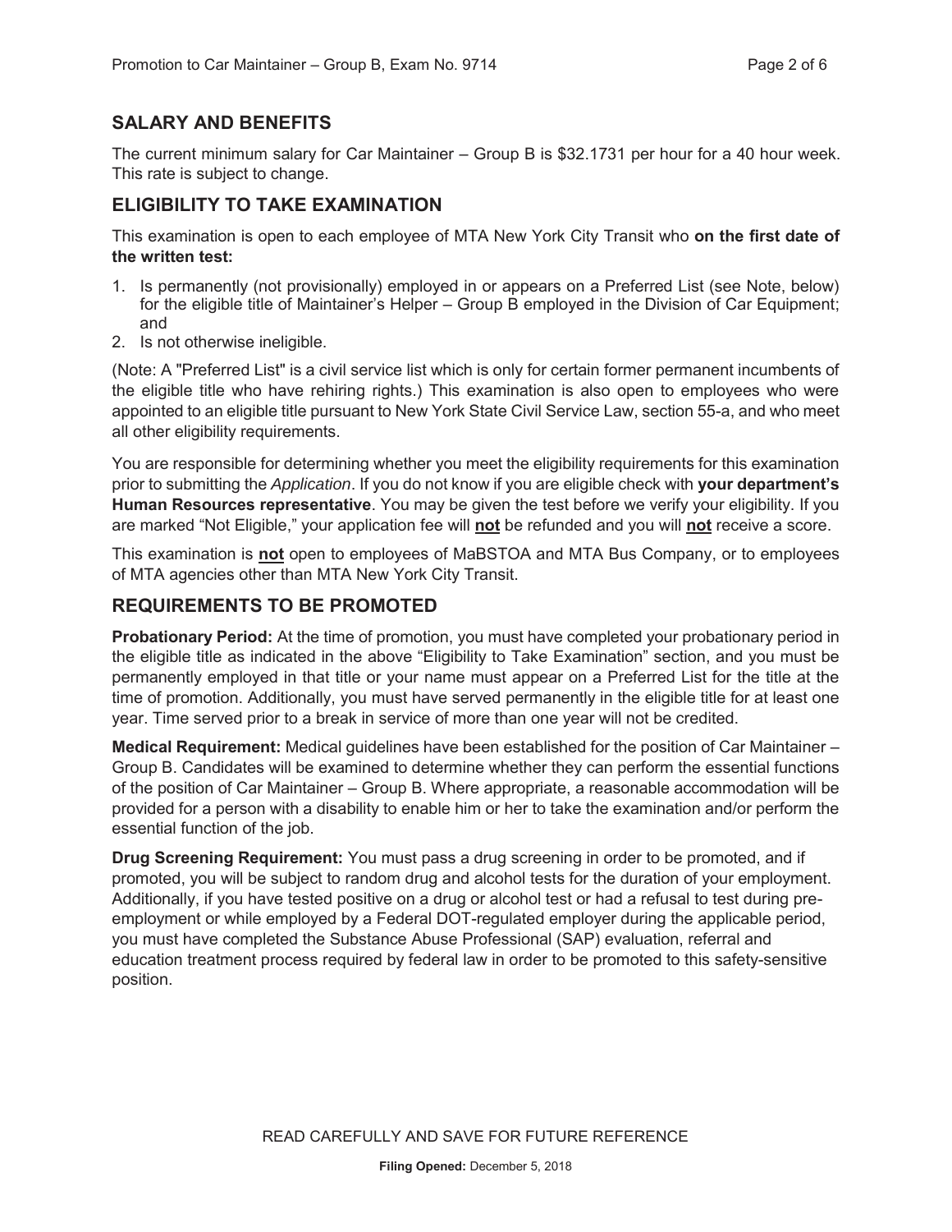## SALARY AND BENEFITS

The current minimum salary for Car Maintainer – Group B is $32.1731 per hour for a 40 hour week. This rate is subject to change.

## ELIGIBILITY TO TAKE EXAMINATION

This examination is open to each employee of MTA New York City Transit who **on the first date of the written test:**

1. Is permanently (not provisionally) employed in or appears on a Preferred List (see Note, below) for the eligible title of Maintainer's Helper – Group B employed in the Division of Car Equipment; and
2. Is not otherwise ineligible.

(Note: A "Preferred List" is a civil service list which is only for certain former permanent incumbents of the eligible title who have rehiring rights.) This examination is also open to employees who were appointed to an eligible title pursuant to New York State Civil Service Law, section 55-a, and who meet all other eligibility requirements.

You are responsible for determining whether you meet the eligibility requirements for this examination prior to submitting the *Application*. If you do not know if you are eligible check with **your department's Human Resources representative**. You may be given the test before we verify your eligibility. If you are marked "Not Eligible," your application fee will **not** be refunded and you will **not** receive a score.

This examination is **not** open to employees of MaBSTOA and MTA Bus Company, or to employees of MTA agencies other than MTA New York City Transit.

## REQUIREMENTS TO BE PROMOTED

**Probationary Period:** At the time of promotion, you must have completed your probationary period in the eligible title as indicated in the above "Eligibility to Take Examination" section, and you must be permanently employed in that title or your name must appear on a Preferred List for the title at the time of promotion. Additionally, you must have served permanently in the eligible title for at least one year. Time served prior to a break in service of more than one year will not be credited.

**Medical Requirement:** Medical guidelines have been established for the position of Car Maintainer – Group B. Candidates will be examined to determine whether they can perform the essential functions of the position of Car Maintainer – Group B. Where appropriate, a reasonable accommodation will be provided for a person with a disability to enable him or her to take the examination and/or perform the essential function of the job.

**Drug Screening Requirement:** You must pass a drug screening in order to be promoted, and if promoted, you will be subject to random drug and alcohol tests for the duration of your employment. Additionally, if you have tested positive on a drug or alcohol test or had a refusal to test during pre-employment or while employed by a Federal DOT-regulated employer during the applicable period, you must have completed the Substance Abuse Professional (SAP) evaluation, referral and education treatment process required by federal law in order to be promoted to this safety-sensitive position.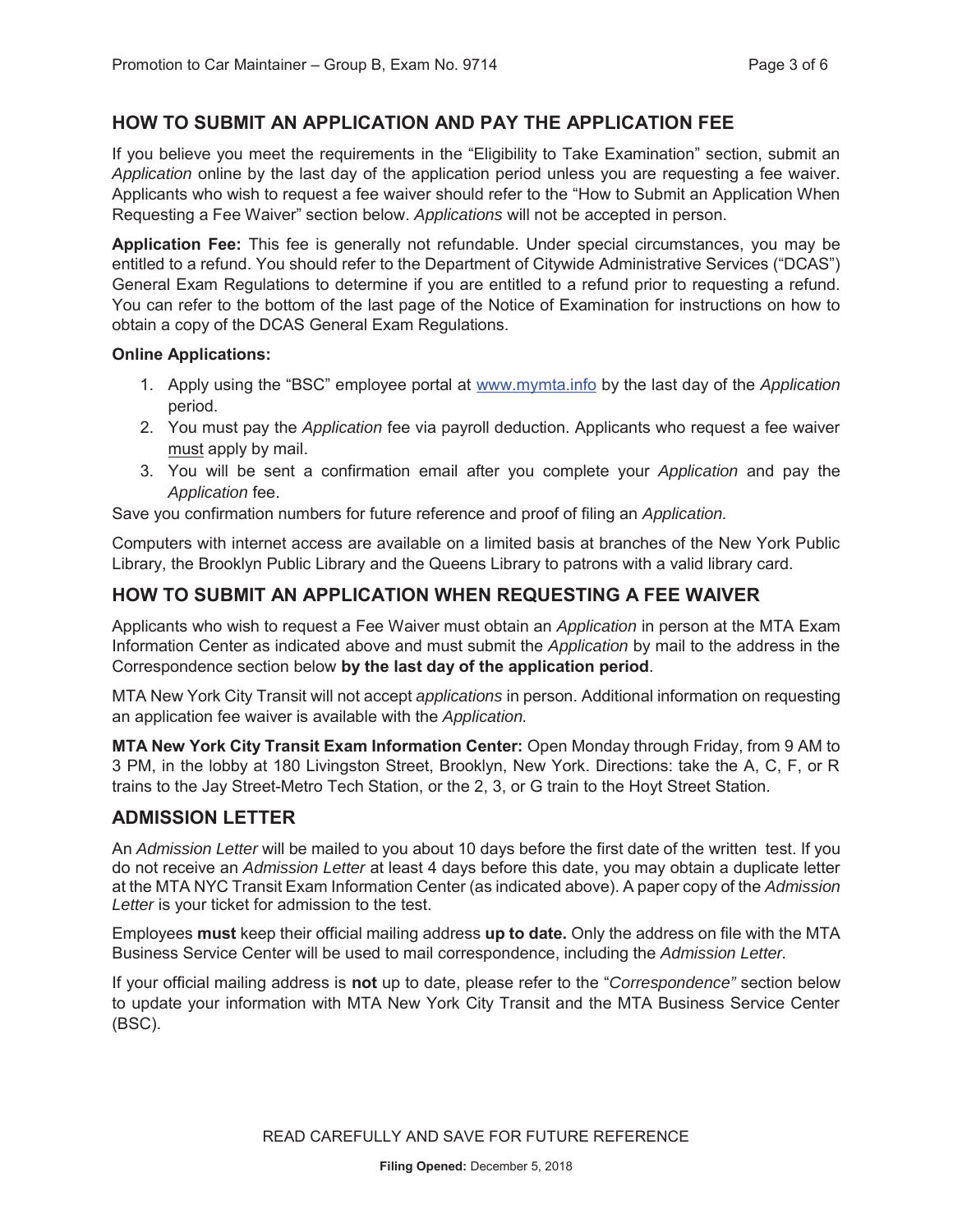## HOW TO SUBMIT AN APPLICATION AND PAY THE APPLICATION FEE

If you believe you meet the requirements in the "Eligibility to Take Examination" section, submit an *Application* online by the last day of the application period unless you are requesting a fee waiver. Applicants who wish to request a fee waiver should refer to the "How to Submit an Application When Requesting a Fee Waiver" section below. *Applications* will not be accepted in person.

**Application Fee:** This fee is generally not refundable. Under special circumstances, you may be entitled to a refund. You should refer to the Department of Citywide Administrative Services ("DCAS") General Exam Regulations to determine if you are entitled to a refund prior to requesting a refund. You can refer to the bottom of the last page of the Notice of Examination for instructions on how to obtain a copy of the DCAS General Exam Regulations.

**Online Applications:**

1. Apply using the "BSC" employee portal at www.mymta.info by the last day of the *Application* period.
2. You must pay the *Application* fee via payroll deduction. Applicants who request a fee waiver must apply by mail.
3. You will be sent a confirmation email after you complete your *Application* and pay the *Application* fee.

Save you confirmation numbers for future reference and proof of filing an *Application.*

Computers with internet access are available on a limited basis at branches of the New York Public Library, the Brooklyn Public Library and the Queens Library to patrons with a valid library card.

## HOW TO SUBMIT AN APPLICATION WHEN REQUESTING A FEE WAIVER

Applicants who wish to request a Fee Waiver must obtain an *Application* in person at the MTA Exam Information Center as indicated above and must submit the *Application* by mail to the address in the Correspondence section below **by the last day of the application period**.

MTA New York City Transit will not accept *applications* in person. Additional information on requesting an application fee waiver is available with the *Application.*

**MTA New York City Transit Exam Information Center:** Open Monday through Friday, from 9 AM to 3 PM, in the lobby at 180 Livingston Street, Brooklyn, New York. Directions: take the A, C, F, or R trains to the Jay Street-Metro Tech Station, or the 2, 3, or G train to the Hoyt Street Station.

## ADMISSION LETTER

An *Admission Letter* will be mailed to you about 10 days before the first date of the written test. If you do not receive an *Admission Letter* at least 4 days before this date, you may obtain a duplicate letter at the MTA NYC Transit Exam Information Center (as indicated above). A paper copy of the *Admission Letter* is your ticket for admission to the test.

Employees **must** keep their official mailing address **up to date.** Only the address on file with the MTA Business Service Center will be used to mail correspondence, including the *Admission Letter.*

If your official mailing address is **not** up to date, please refer to the "*Correspondence"* section below to update your information with MTA New York City Transit and the MTA Business Service Center (BSC).

READ CAREFULLY AND SAVE FOR FUTURE REFERENCE

**Filing Opened:** December 5, 2018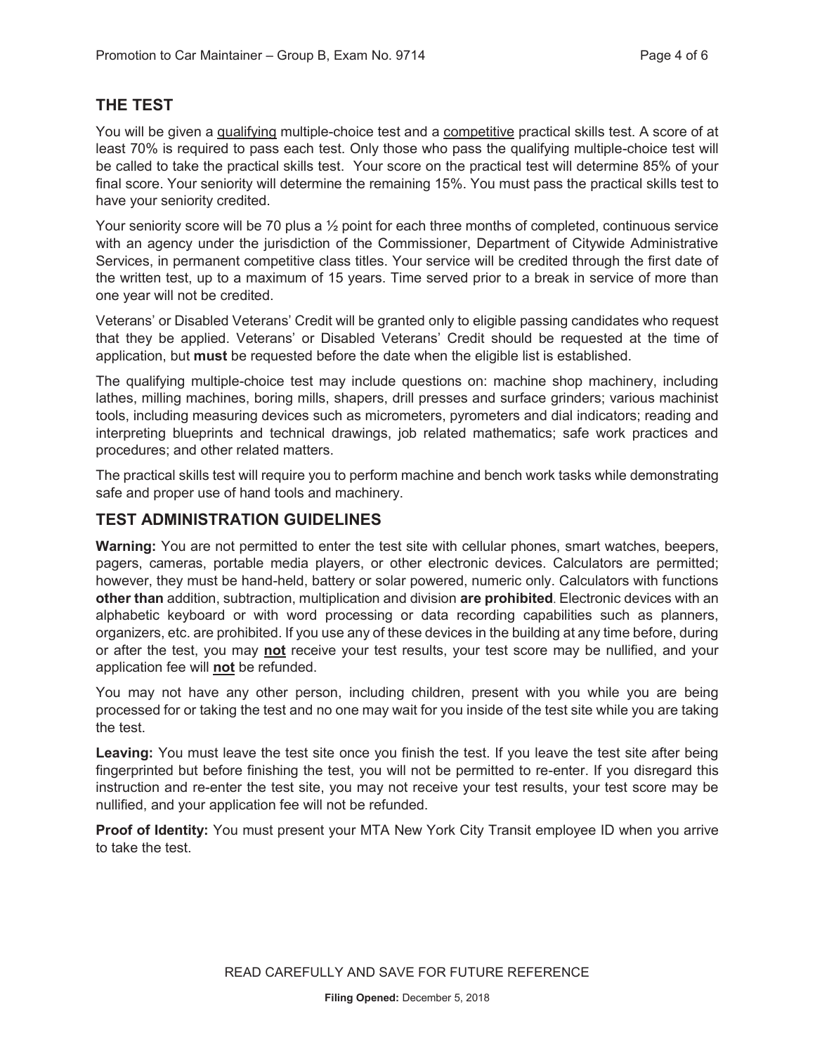## THE TEST

You will be given a qualifying multiple-choice test and a competitive practical skills test. A score of at least 70% is required to pass each test. Only those who pass the qualifying multiple-choice test will be called to take the practical skills test. Your score on the practical test will determine 85% of your final score. Your seniority will determine the remaining 15%. You must pass the practical skills test to have your seniority credited.

Your seniority score will be 70 plus a ½ point for each three months of completed, continuous service with an agency under the jurisdiction of the Commissioner, Department of Citywide Administrative Services, in permanent competitive class titles. Your service will be credited through the first date of the written test, up to a maximum of 15 years. Time served prior to a break in service of more than one year will not be credited.

Veterans' or Disabled Veterans' Credit will be granted only to eligible passing candidates who request that they be applied. Veterans' or Disabled Veterans' Credit should be requested at the time of application, but **must** be requested before the date when the eligible list is established.

The qualifying multiple-choice test may include questions on: machine shop machinery, including lathes, milling machines, boring mills, shapers, drill presses and surface grinders; various machinist tools, including measuring devices such as micrometers, pyrometers and dial indicators; reading and interpreting blueprints and technical drawings, job related mathematics; safe work practices and procedures; and other related matters.

The practical skills test will require you to perform machine and bench work tasks while demonstrating safe and proper use of hand tools and machinery.

## TEST ADMINISTRATION GUIDELINES

**Warning:** You are not permitted to enter the test site with cellular phones, smart watches, beepers, pagers, cameras, portable media players, or other electronic devices. Calculators are permitted; however, they must be hand-held, battery or solar powered, numeric only. Calculators with functions **other than** addition, subtraction, multiplication and division **are prohibited**. Electronic devices with an alphabetic keyboard or with word processing or data recording capabilities such as planners, organizers, etc. are prohibited. If you use any of these devices in the building at any time before, during or after the test, you may **not** receive your test results, your test score may be nullified, and your application fee will **not** be refunded.

You may not have any other person, including children, present with you while you are being processed for or taking the test and no one may wait for you inside of the test site while you are taking the test.

**Leaving:** You must leave the test site once you finish the test. If you leave the test site after being fingerprinted but before finishing the test, you will not be permitted to re-enter. If you disregard this instruction and re-enter the test site, you may not receive your test results, your test score may be nullified, and your application fee will not be refunded.

**Proof of Identity:** You must present your MTA New York City Transit employee ID when you arrive to take the test.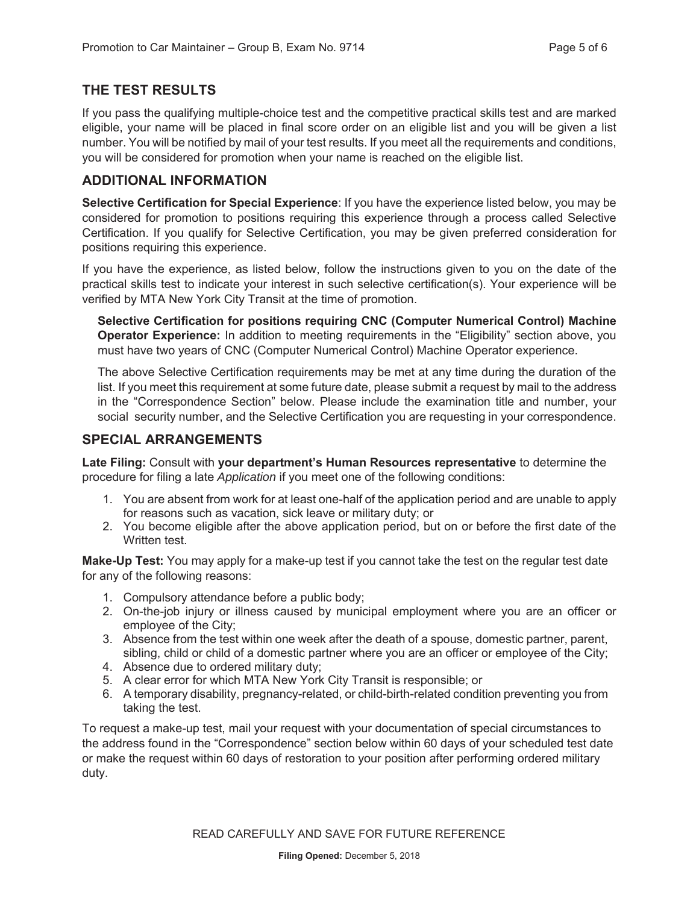## THE TEST RESULTS

If you pass the qualifying multiple-choice test and the competitive practical skills test and are marked eligible, your name will be placed in final score order on an eligible list and you will be given a list number. You will be notified by mail of your test results. If you meet all the requirements and conditions, you will be considered for promotion when your name is reached on the eligible list.

## ADDITIONAL INFORMATION

**Selective Certification for Special Experience**: If you have the experience listed below, you may be considered for promotion to positions requiring this experience through a process called Selective Certification. If you qualify for Selective Certification, you may be given preferred consideration for positions requiring this experience.

If you have the experience, as listed below, follow the instructions given to you on the date of the practical skills test to indicate your interest in such selective certification(s). Your experience will be verified by MTA New York City Transit at the time of promotion.

**Selective Certification for positions requiring CNC (Computer Numerical Control) Machine Operator Experience:** In addition to meeting requirements in the "Eligibility" section above, you must have two years of CNC (Computer Numerical Control) Machine Operator experience.

The above Selective Certification requirements may be met at any time during the duration of the list. If you meet this requirement at some future date, please submit a request by mail to the address in the "Correspondence Section" below. Please include the examination title and number, your social security number, and the Selective Certification you are requesting in your correspondence.

## SPECIAL ARRANGEMENTS

**Late Filing:** Consult with **your department's Human Resources representative** to determine the procedure for filing a late *Application* if you meet one of the following conditions:

1. You are absent from work for at least one-half of the application period and are unable to apply for reasons such as vacation, sick leave or military duty; or
2. You become eligible after the above application period, but on or before the first date of the Written test.

**Make-Up Test:** You may apply for a make-up test if you cannot take the test on the regular test date for any of the following reasons:

1. Compulsory attendance before a public body;
2. On-the-job injury or illness caused by municipal employment where you are an officer or employee of the City;
3. Absence from the test within one week after the death of a spouse, domestic partner, parent, sibling, child or child of a domestic partner where you are an officer or employee of the City;
4. Absence due to ordered military duty;
5. A clear error for which MTA New York City Transit is responsible; or
6. A temporary disability, pregnancy-related, or child-birth-related condition preventing you from taking the test.

To request a make-up test, mail your request with your documentation of special circumstances to the address found in the "Correspondence" section below within 60 days of your scheduled test date or make the request within 60 days of restoration to your position after performing ordered military duty.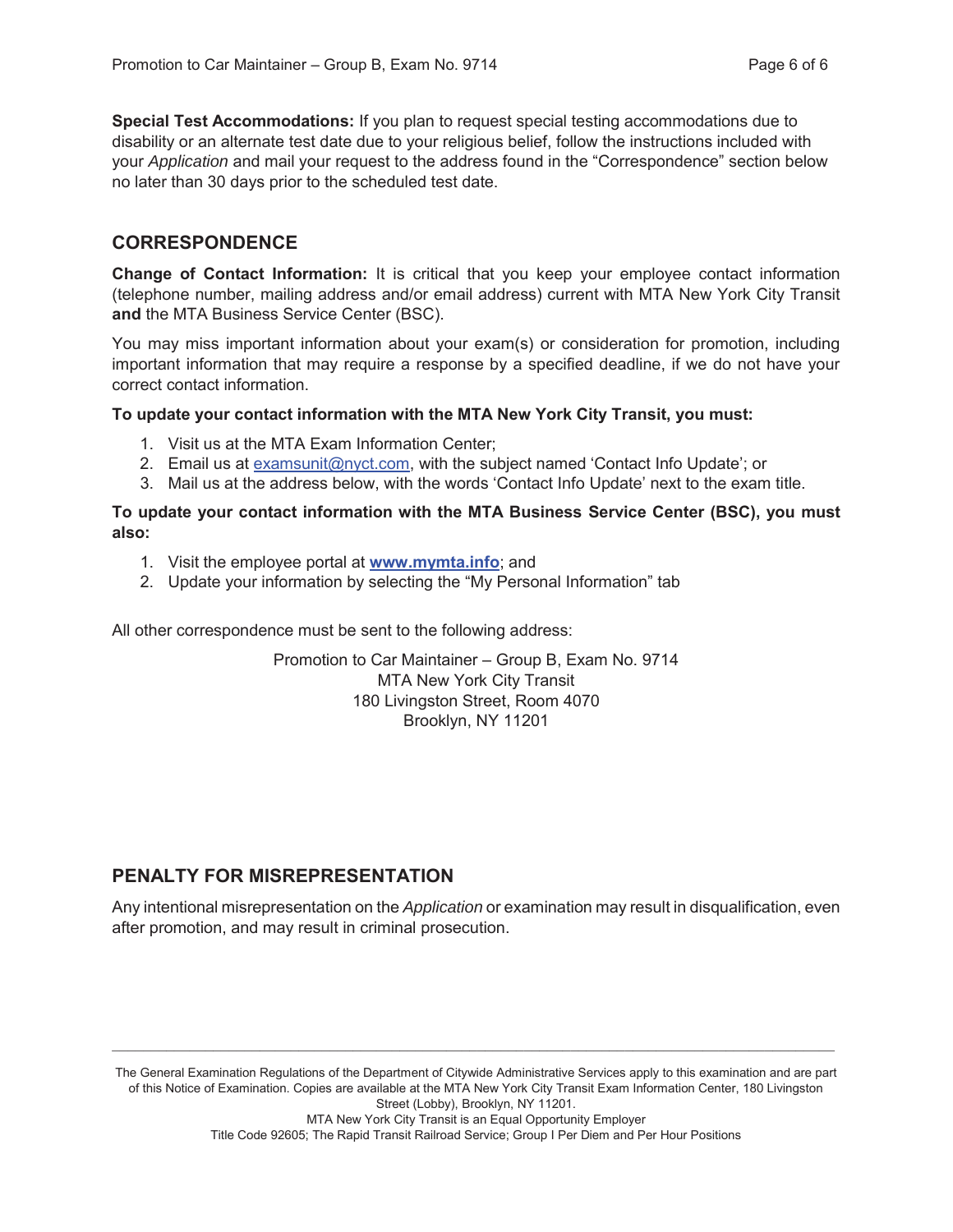**Special Test Accommodations:** If you plan to request special testing accommodations due to disability or an alternate test date due to your religious belief, follow the instructions included with your *Application* and mail your request to the address found in the "Correspondence" section below no later than 30 days prior to the scheduled test date.

## CORRESPONDENCE

**Change of Contact Information:** It is critical that you keep your employee contact information (telephone number, mailing address and/or email address) current with MTA New York City Transit **and** the MTA Business Service Center (BSC).

You may miss important information about your exam(s) or consideration for promotion, including important information that may require a response by a specified deadline, if we do not have your correct contact information.

**To update your contact information with the MTA New York City Transit, you must:**

1. Visit us at the MTA Exam Information Center;
2. Email us at examsunit@nyct.com, with the subject named 'Contact Info Update'; or
3. Mail us at the address below, with the words 'Contact Info Update' next to the exam title.

**To update your contact information with the MTA Business Service Center (BSC), you must also:**

1. Visit the employee portal at **www.mymta.info**; and
2. Update your information by selecting the "My Personal Information" tab

All other correspondence must be sent to the following address:

Promotion to Car Maintainer – Group B, Exam No. 9714
MTA New York City Transit
180 Livingston Street, Room 4070
Brooklyn, NY 11201

## PENALTY FOR MISREPRESENTATION

Any intentional misrepresentation on the *Application* or examination may result in disqualification, even after promotion, and may result in criminal prosecution.

---

The General Examination Regulations of the Department of Citywide Administrative Services apply to this examination and are part of this Notice of Examination. Copies are available at the MTA New York City Transit Exam Information Center, 180 Livingston Street (Lobby), Brooklyn, NY 11201.
MTA New York City Transit is an Equal Opportunity Employer
Title Code 92605; The Rapid Transit Railroad Service; Group I Per Diem and Per Hour Positions